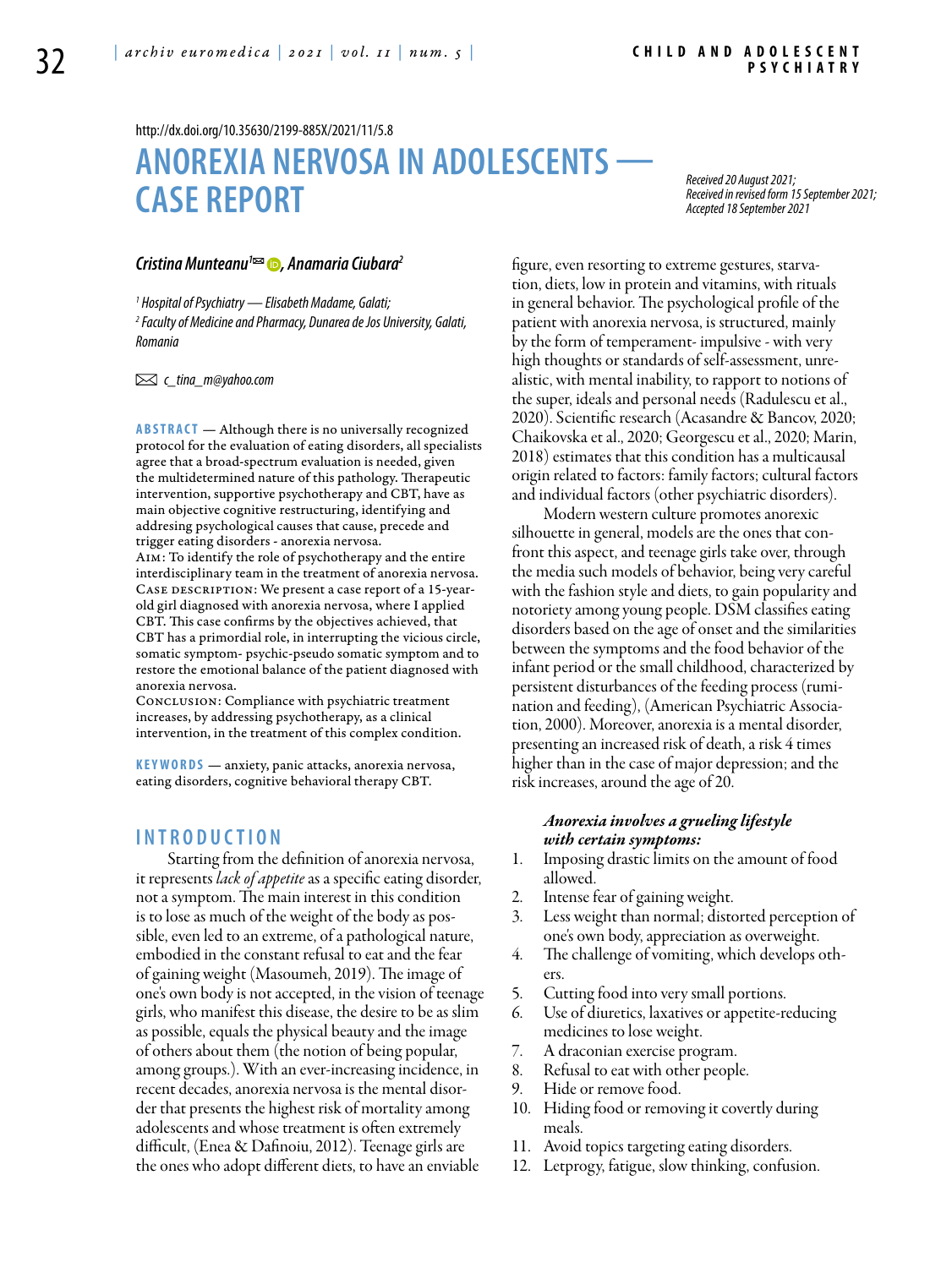http://dx.doi.org/10.35630/2199-885X/2021/11/5.8

# ANOREXIA NERVOSA IN ADOLESCENTS — CASE REPORT

*Received 20 August 2021; Received in revised form 15 September 2021; Accepted 18 September 2021*

***Cristina Munteanu*[1]✉, *Anamaria Ciubara*[2]**

*[1] Hospital of Psychiatry — Elisabeth Madame, Galati;*
*[2] Faculty of Medicine and Pharmacy, Dunarea de Jos University, Galati, Romania*

✉ *c_tina_m@yahoo.com*

**ABSTRACT** — Although there is no universally recognized protocol for the evaluation of eating disorders, all specialists agree that a broad-spectrum evaluation is needed, given the multidetermined nature of this pathology. Therapeutic intervention, supportive psychotherapy and CBT, have as main objective cognitive restructuring, identifying and addresing psychological causes that cause, precede and trigger eating disorders - anorexia nervosa.
AIM: To identify the role of psychotherapy and the entire interdisciplinary team in the treatment of anorexia nervosa.
CASE DESCRIPTION: We present a case report of a 15-year-old girl diagnosed with anorexia nervosa, where I applied CBT. This case confirms by the objectives achieved, that CBT has a primordial role, in interrupting the vicious circle, somatic symptom- psychic-pseudo somatic symptom and to restore the emotional balance of the patient diagnosed with anorexia nervosa.
CONCLUSION: Compliance with psychiatric treatment increases, by addressing psychotherapy, as a clinical intervention, in the treatment of this complex condition.

**KEYWORDS** — anxiety, panic attacks, anorexia nervosa, eating disorders, cognitive behavioral therapy CBT.

## INTRODUCTION

Starting from the definition of anorexia nervosa, it represents *lack of appetite* as a specific eating disorder, not a symptom. The main interest in this condition is to lose as much of the weight of the body as possible, even led to an extreme, of a pathological nature, embodied in the constant refusal to eat and the fear of gaining weight (Masoumeh, 2019). The image of one's own body is not accepted, in the vision of teenage girls, who manifest this disease, the desire to be as slim as possible, equals the physical beauty and the image of others about them (the notion of being popular, among groups.). With an ever-increasing incidence, in recent decades, anorexia nervosa is the mental disorder that presents the highest risk of mortality among adolescents and whose treatment is often extremely difficult, (Enea & Dafinoiu, 2012). Teenage girls are the ones who adopt different diets, to have an enviable figure, even resorting to extreme gestures, starvation, diets, low in protein and vitamins, with rituals in general behavior. The psychological profile of the patient with anorexia nervosa, is structured, mainly by the form of temperament- impulsive - with very high thoughts or standards of self-assessment, unrealistic, with mental inability, to rapport to notions of the super, ideals and personal needs (Radulescu et al., 2020). Scientific research (Acasandre & Bancov, 2020; Chaikovska et al., 2020; Georgescu et al., 2020; Marin, 2018) estimates that this condition has a multicausal origin related to factors: family factors; cultural factors and individual factors (other psychiatric disorders).

Modern western culture promotes anorexic silhouette in general, models are the ones that confront this aspect, and teenage girls take over, through the media such models of behavior, being very careful with the fashion style and diets, to gain popularity and notoriety among young people. DSM classifies eating disorders based on the age of onset and the similarities between the symptoms and the food behavior of the infant period or the small childhood, characterized by persistent disturbances of the feeding process (rumination and feeding), (American Psychiatric Association, 2000). Moreover, anorexia is a mental disorder, presenting an increased risk of death, a risk 4 times higher than in the case of major depression; and the risk increases, around the age of 20.

***Anorexia involves a grueling lifestyle with certain symptoms:***

1. Imposing drastic limits on the amount of food allowed.
2. Intense fear of gaining weight.
3. Less weight than normal; distorted perception of one's own body, appreciation as overweight.
4. The challenge of vomiting, which develops others.
5. Cutting food into very small portions.
6. Use of diuretics, laxatives or appetite-reducing medicines to lose weight.
7. A draconian exercise program.
8. Refusal to eat with other people.
9. Hide or remove food.
10. Hiding food or removing it covertly during meals.
11. Avoid topics targeting eating disorders.
12. Letprogy, fatigue, slow thinking, confusion.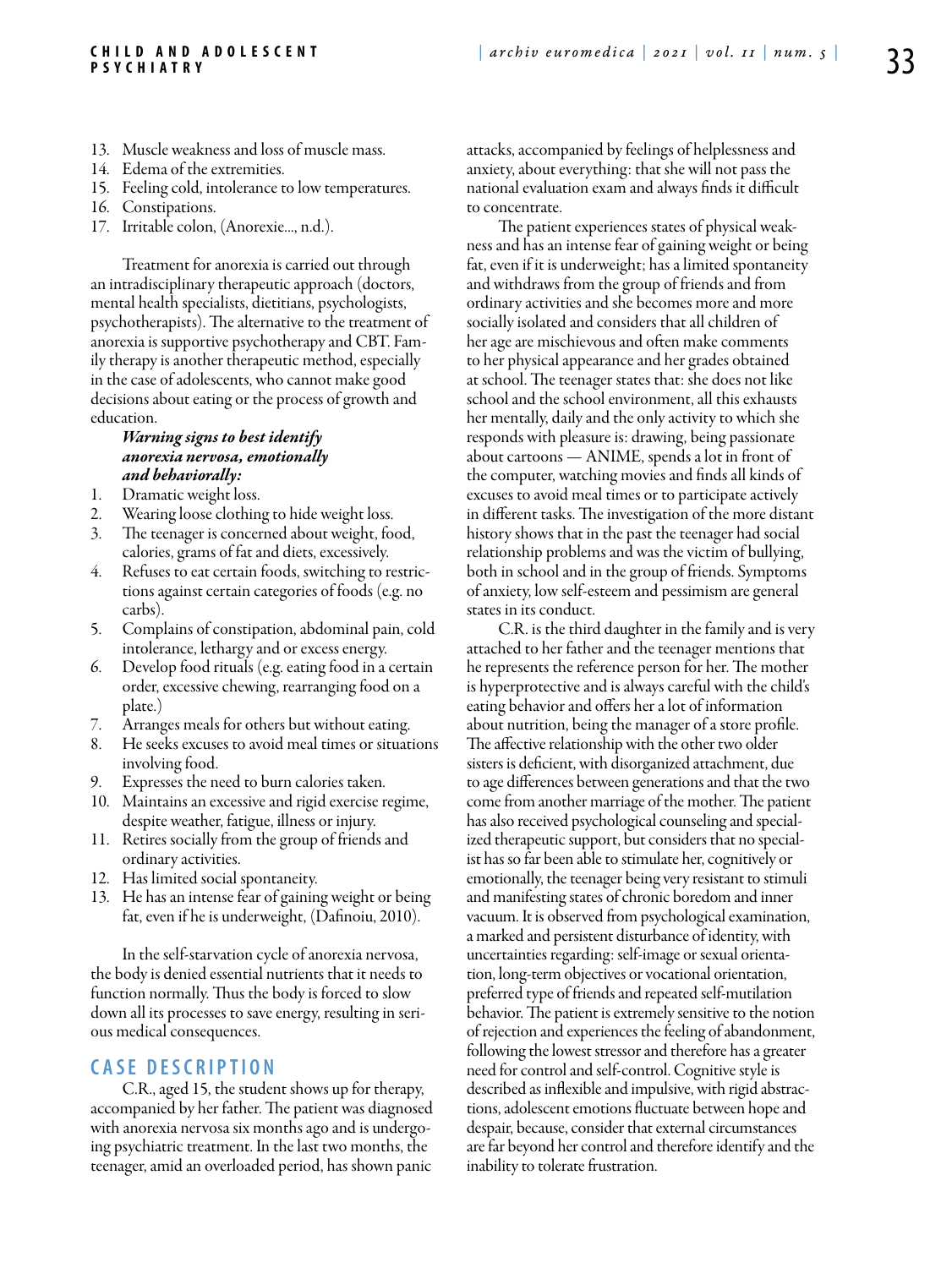13. Muscle weakness and loss of muscle mass.
14. Edema of the extremities.
15. Feeling cold, intolerance to low temperatures.
16. Constipations.
17. Irritable colon, (Anorexie..., n.d.).

Treatment for anorexia is carried out through an intradisciplinary therapeutic approach (doctors, mental health specialists, dietitians, psychologists, psychotherapists). The alternative to the treatment of anorexia is supportive psychotherapy and CBT. Family therapy is another therapeutic method, especially in the case of adolescents, who cannot make good decisions about eating or the process of growth and education.

***Warning signs to best identify anorexia nervosa, emotionally and behaviorally:***

1. Dramatic weight loss.
2. Wearing loose clothing to hide weight loss.
3. The teenager is concerned about weight, food, calories, grams of fat and diets, excessively.
4. Refuses to eat certain foods, switching to restrictions against certain categories of foods (e.g. no carbs).
5. Complains of constipation, abdominal pain, cold intolerance, lethargy and or excess energy.
6. Develop food rituals (e.g. eating food in a certain order, excessive chewing, rearranging food on a plate.)
7. Arranges meals for others but without eating.
8. He seeks excuses to avoid meal times or situations involving food.
9. Expresses the need to burn calories taken.
10. Maintains an excessive and rigid exercise regime, despite weather, fatigue, illness or injury.
11. Retires socially from the group of friends and ordinary activities.
12. Has limited social spontaneity.
13. He has an intense fear of gaining weight or being fat, even if he is underweight, (Dafinoiu, 2010).

In the self-starvation cycle of anorexia nervosa, the body is denied essential nutrients that it needs to function normally. Thus the body is forced to slow down all its processes to save energy, resulting in serious medical consequences.

## CASE DESCRIPTION

C.R., aged 15, the student shows up for therapy, accompanied by her father. The patient was diagnosed with anorexia nervosa six months ago and is undergoing psychiatric treatment. In the last two months, the teenager, amid an overloaded period, has shown panic attacks, accompanied by feelings of helplessness and anxiety, about everything: that she will not pass the national evaluation exam and always finds it difficult to concentrate.

The patient experiences states of physical weakness and has an intense fear of gaining weight or being fat, even if it is underweight; has a limited spontaneity and withdraws from the group of friends and from ordinary activities and she becomes more and more socially isolated and considers that all children of her age are mischievous and often make comments to her physical appearance and her grades obtained at school. The teenager states that: she does not like school and the school environment, all this exhausts her mentally, daily and the only activity to which she responds with pleasure is: drawing, being passionate about cartoons — ANIME, spends a lot in front of the computer, watching movies and finds all kinds of excuses to avoid meal times or to participate actively in different tasks. The investigation of the more distant history shows that in the past the teenager had social relationship problems and was the victim of bullying, both in school and in the group of friends. Symptoms of anxiety, low self-esteem and pessimism are general states in its conduct.

C.R. is the third daughter in the family and is very attached to her father and the teenager mentions that he represents the reference person for her. The mother is hyperprotective and is always careful with the child's eating behavior and offers her a lot of information about nutrition, being the manager of a store profile. The affective relationship with the other two older sisters is deficient, with disorganized attachment, due to age differences between generations and that the two come from another marriage of the mother. The patient has also received psychological counseling and specialized therapeutic support, but considers that no specialist has so far been able to stimulate her, cognitively or emotionally, the teenager being very resistant to stimuli and manifesting states of chronic boredom and inner vacuum. It is observed from psychological examination, a marked and persistent disturbance of identity, with uncertainties regarding: self-image or sexual orientation, long-term objectives or vocational orientation, preferred type of friends and repeated self-mutilation behavior. The patient is extremely sensitive to the notion of rejection and experiences the feeling of abandonment, following the lowest stressor and therefore has a greater need for control and self-control. Cognitive style is described as inflexible and impulsive, with rigid abstractions, adolescent emotions fluctuate between hope and despair, because, consider that external circumstances are far beyond her control and therefore identify and the inability to tolerate frustration.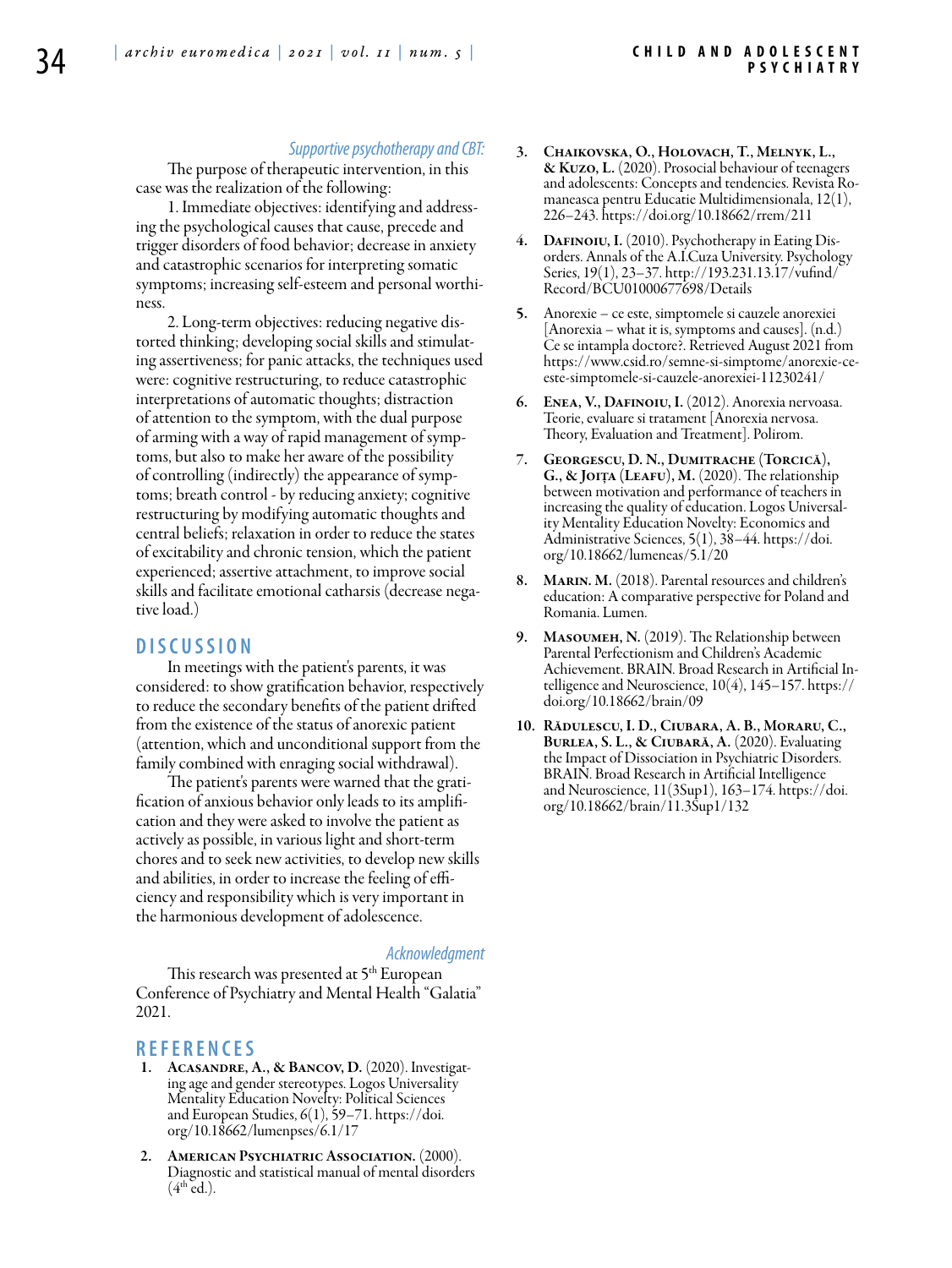*Supportive psychotherapy and CBT:*

The purpose of the therapeutic intervention, in this case was the realization of the following:

1. Immediate objectives: identifying and addressing the psychological causes that cause, precede and trigger disorders of food behavior; decrease in anxiety and catastrophic scenarios for interpreting somatic symptoms; increasing self-esteem and personal worthiness.

2. Long-term objectives: reducing negative distorted thinking; developing social skills and stimulating assertiveness; for panic attacks, the techniques used were: cognitive restructuring, to reduce catastrophic interpretations of automatic thoughts; distraction of attention to the symptom, with the dual purpose of arming with a way of rapid management of symptoms, but also to make her aware of the possibility of controlling (indirectly) the appearance of symptoms; breath control - by reducing anxiety; cognitive restructuring by modifying automatic thoughts and central beliefs; relaxation in order to reduce the states of excitability and chronic tension, which the patient experienced; assertive attachment, to improve social skills and facilitate emotional catharsis (decrease negative load.)

## DISCUSSION

In meetings with the patient's parents, it was considered: to show gratification behavior, respectively to reduce the secondary benefits of the patient drifted from the existence of the status of anorexic patient (attention, which and unconditional support from the family combined with enraging social withdrawal).

The patient's parents were warned that the gratification of anxious behavior only leads to its amplification and they were asked to involve the patient as actively as possible, in various light and short-term chores and to seek new activities, to develop new skills and abilities, in order to increase the feeling of efficiency and responsibility which is very important in the harmonious development of adolescence.

*Acknowledgment*

This research was presented at 5th European Conference of Psychiatry and Mental Health "Galatia" 2021.

## REFERENCES

1. **Acasandre, A., & Bancov, D.** (2020). Investigating age and gender stereotypes. Logos Universality Mentality Education Novelty: Political Sciences and European Studies, 6(1), 59–71. https://doi.org/10.18662/lumenpses/6.1/17
2. **American Psychiatric Association.** (2000). Diagnostic and statistical manual of mental disorders (4th ed.).
3. **Chaikovska, O., Holovach, T., Melnyk, L., & Kuzo, L.** (2020). Prosocial behaviour of teenagers and adolescents: Concepts and tendencies. Revista Romaneasca pentru Educatie Multidimensionala, 12(1), 226–243. https://doi.org/10.18662/rrem/211
4. **Dafinoiu, I.** (2010). Psychotherapy in Eating Disorders. Annals of the A.I.Cuza University. Psychology Series, 19(1), 23–37. http://193.231.13.17/vufind/Record/BCU01000677698/Details
5. Anorexie – ce este, simptomele si cauzele anorexiei [Anorexia – what it is, symptoms and causes]. (n.d.) Ce se intampla doctore?. Retrieved August 2021 from https://www.csid.ro/semne-si-simptome/anorexie-ce-este-simptomele-si-cauzele-anorexiei-11230241/
6. **Enea, V., Dafinoiu, I.** (2012). Anorexia nervoasa. Teorie, evaluare si tratament [Anorexia nervosa. Theory, Evaluation and Treatment]. Polirom.
7. **Georgescu, D. N., Dumitrache (Torcică), G., & Joița (Leafu), M.** (2020). The relationship between motivation and performance of teachers in increasing the quality of education. Logos Universality Mentality Education Novelty: Economics and Administrative Sciences, 5(1), 38–44. https://doi.org/10.18662/lumeneas/5.1/20
8. **Marin. M.** (2018). Parental resources and children's education: A comparative perspective for Poland and Romania. Lumen.
9. **Masoumeh, N.** (2019). The Relationship between Parental Perfectionism and Children's Academic Achievement. BRAIN. Broad Research in Artificial Intelligence and Neuroscience, 10(4), 145–157. https://doi.org/10.18662/brain/09
10. **Rădulescu, I. D., Ciubara, A. B., Moraru, C., Burlea, S. L., & Ciubară, A.** (2020). Evaluating the Impact of Dissociation in Psychiatric Disorders. BRAIN. Broad Research in Artificial Intelligence and Neuroscience, 11(3Sup1), 163–174. https://doi.org/10.18662/brain/11.3Sup1/132